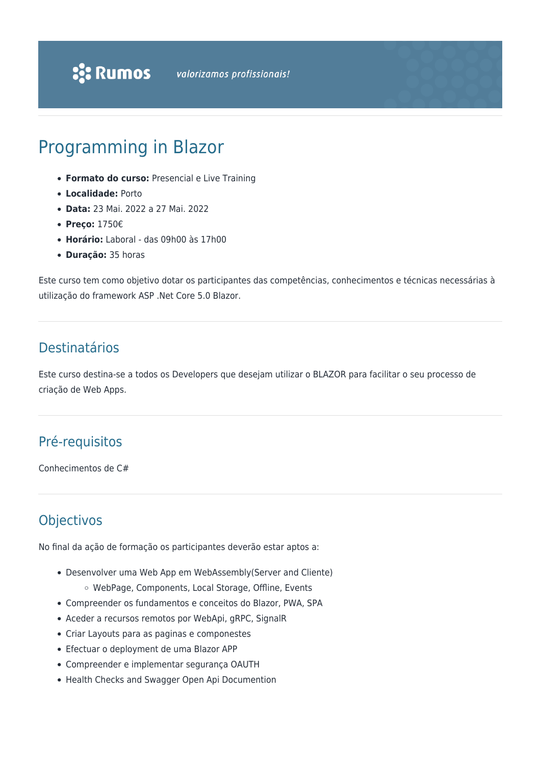Rumos *valorizamos profissionais!*

# Programming in Blazor

- **Formato do curso:** Presencial e Live Training
- **Localidade:** Porto
- **Data:** 23 Mai. 2022 a 27 Mai. 2022
- **Preço:** 1750€
- **Horário:** Laboral - das 09h00 às 17h00
- **Duração:** 35 horas

Este curso tem como objetivo dotar os participantes das competências, conhecimentos e técnicas necessárias à utilização do framework ASP .Net Core 5.0 Blazor.

## Destinatários

Este curso destina-se a todos os Developers que desejam utilizar o BLAZOR para facilitar o seu processo de criação de Web Apps.

## Pré-requisitos

Conhecimentos de C#

## Objectivos

No final da ação de formação os participantes deverão estar aptos a:

- Desenvolver uma Web App em WebAssembly(Server and Cliente)
  - WebPage, Components, Local Storage, Offline, Events
- Compreender os fundamentos e conceitos do Blazor, PWA, SPA
- Aceder a recursos remotos por WebApi, gRPC, SignalR
- Criar Layouts para as paginas e componestes
- Efectuar o deployment de uma Blazor APP
- Compreender e implementar segurança OAUTH
- Health Checks and Swagger Open Api Documention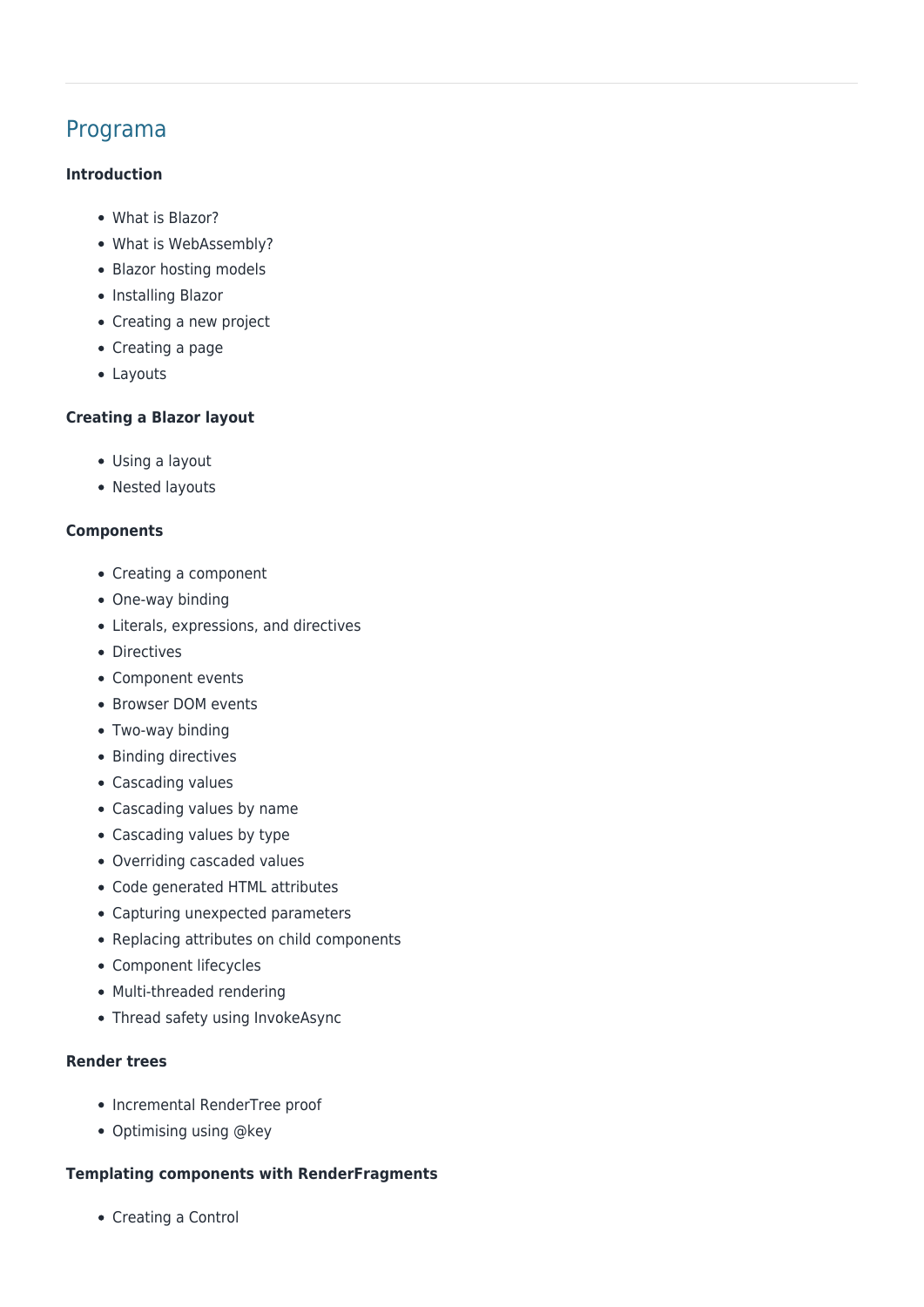## Programa

**Introduction**

- What is Blazor?
- What is WebAssembly?
- Blazor hosting models
- Installing Blazor
- Creating a new project
- Creating a page
- Layouts

**Creating a Blazor layout**

- Using a layout
- Nested layouts

**Components**

- Creating a component
- One-way binding
- Literals, expressions, and directives
- Directives
- Component events
- Browser DOM events
- Two-way binding
- Binding directives
- Cascading values
- Cascading values by name
- Cascading values by type
- Overriding cascaded values
- Code generated HTML attributes
- Capturing unexpected parameters
- Replacing attributes on child components
- Component lifecycles
- Multi-threaded rendering
- Thread safety using InvokeAsync

**Render trees**

- Incremental RenderTree proof
- Optimising using @key

**Templating components with RenderFragments**

- Creating a Control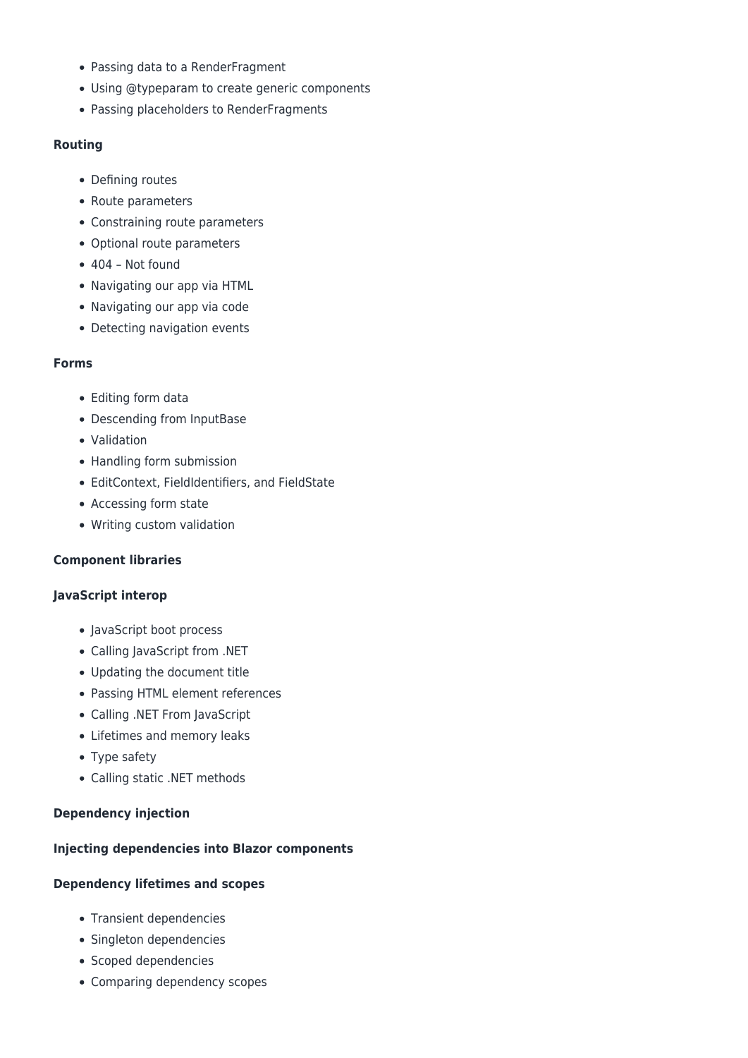- Passing data to a RenderFragment
- Using @typeparam to create generic components
- Passing placeholders to RenderFragments

**Routing**

- Defining routes
- Route parameters
- Constraining route parameters
- Optional route parameters
- 404 – Not found
- Navigating our app via HTML
- Navigating our app via code
- Detecting navigation events

**Forms**

- Editing form data
- Descending from InputBase
- Validation
- Handling form submission
- EditContext, FieldIdentifiers, and FieldState
- Accessing form state
- Writing custom validation

**Component libraries**

**JavaScript interop**

- JavaScript boot process
- Calling JavaScript from .NET
- Updating the document title
- Passing HTML element references
- Calling .NET From JavaScript
- Lifetimes and memory leaks
- Type safety
- Calling static .NET methods

**Dependency injection**

**Injecting dependencies into Blazor components**

**Dependency lifetimes and scopes**

- Transient dependencies
- Singleton dependencies
- Scoped dependencies
- Comparing dependency scopes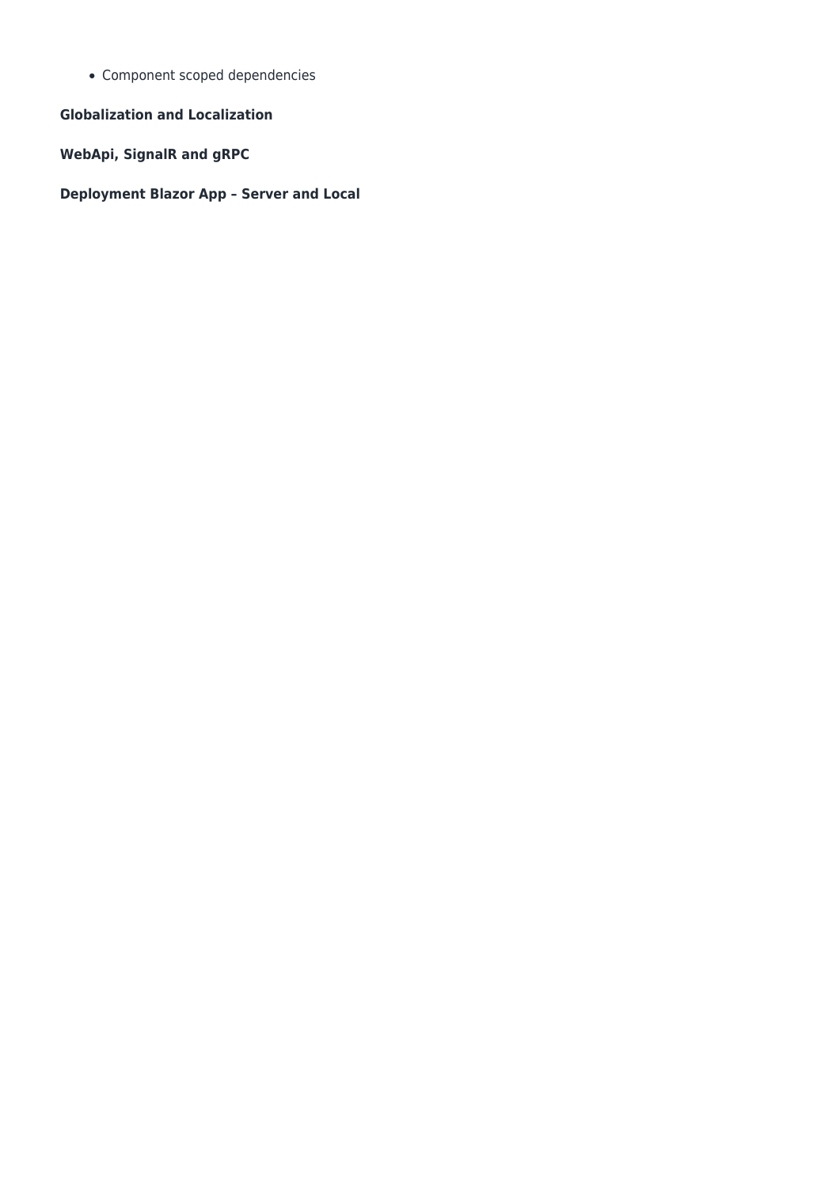- Component scoped dependencies

**Globalization and Localization**

**WebApi, SignalR and gRPC**

**Deployment Blazor App – Server and Local**